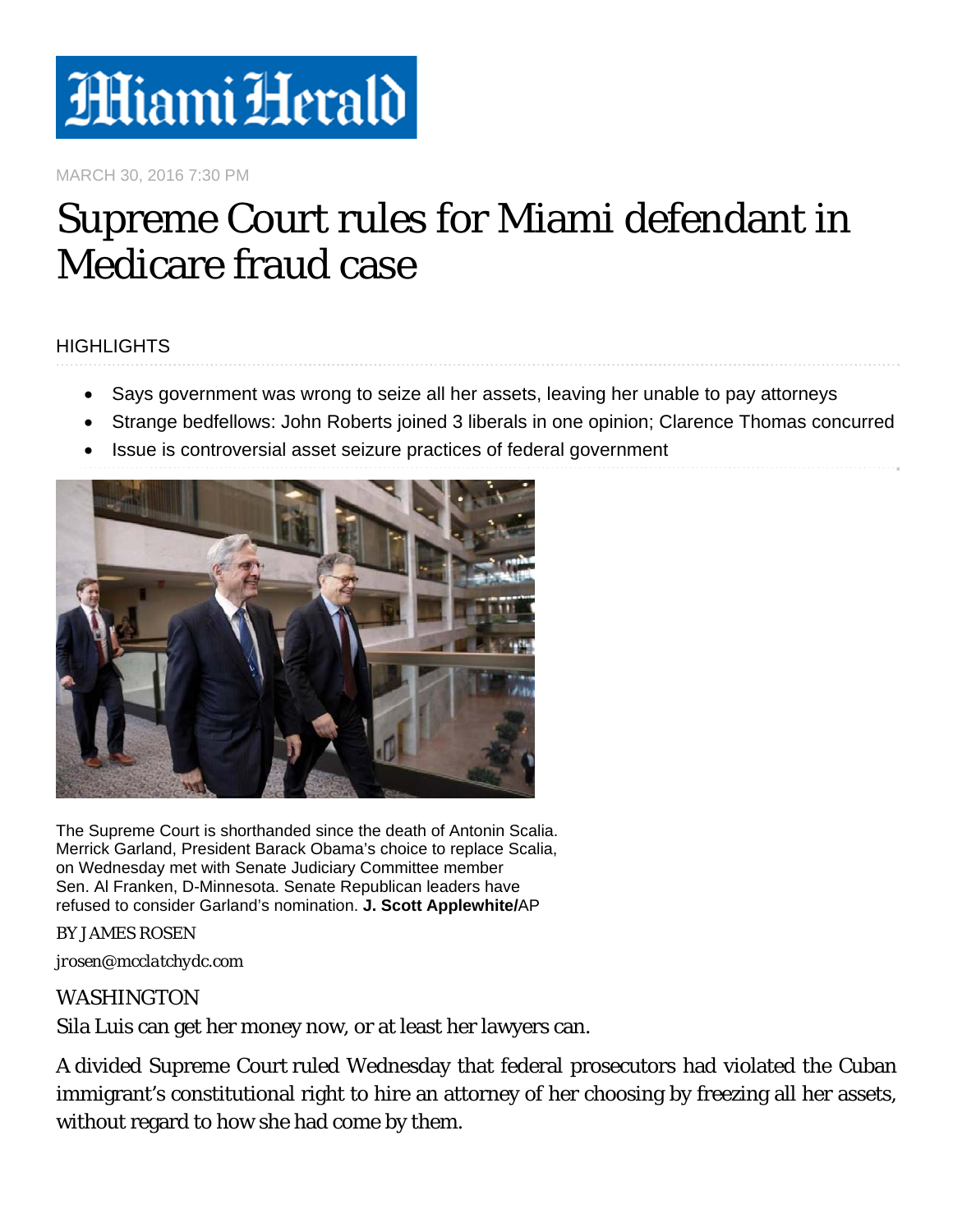# Miami Herald

MARCH 30, 2016 7:30 PM

# Supreme Court rules for Miami defendant in Medicare fraud case

HIGHLIGHTS

- Says government was wrong to seize all her assets, leaving her unable to pay attorneys
- Strange bedfellows: John Roberts joined 3 liberals in one opinion; Clarence Thomas concurred
- Issue is controversial asset seizure practices of federal government

The Supreme Court is shorthanded since the death of Antonin Scalia. Merrick Garland, President Barack Obama's choice to replace Scalia, on Wednesday met with Senate Judiciary Committee member Sen. Al Franken, D-Minnesota. Senate Republican leaders have refused to consider Garland's nomination. **J. Scott Applewhite/**AP

BY JAMES ROSEN

*jrosen@mcclatchydc.com*

WASHINGTON

Sila Luis can get her money now, or at least her lawyers can.

A divided Supreme Court ruled Wednesday that federal prosecutors had violated the Cuban immigrant's constitutional right to hire an attorney of her choosing by freezing all her assets, without regard to how she had come by them.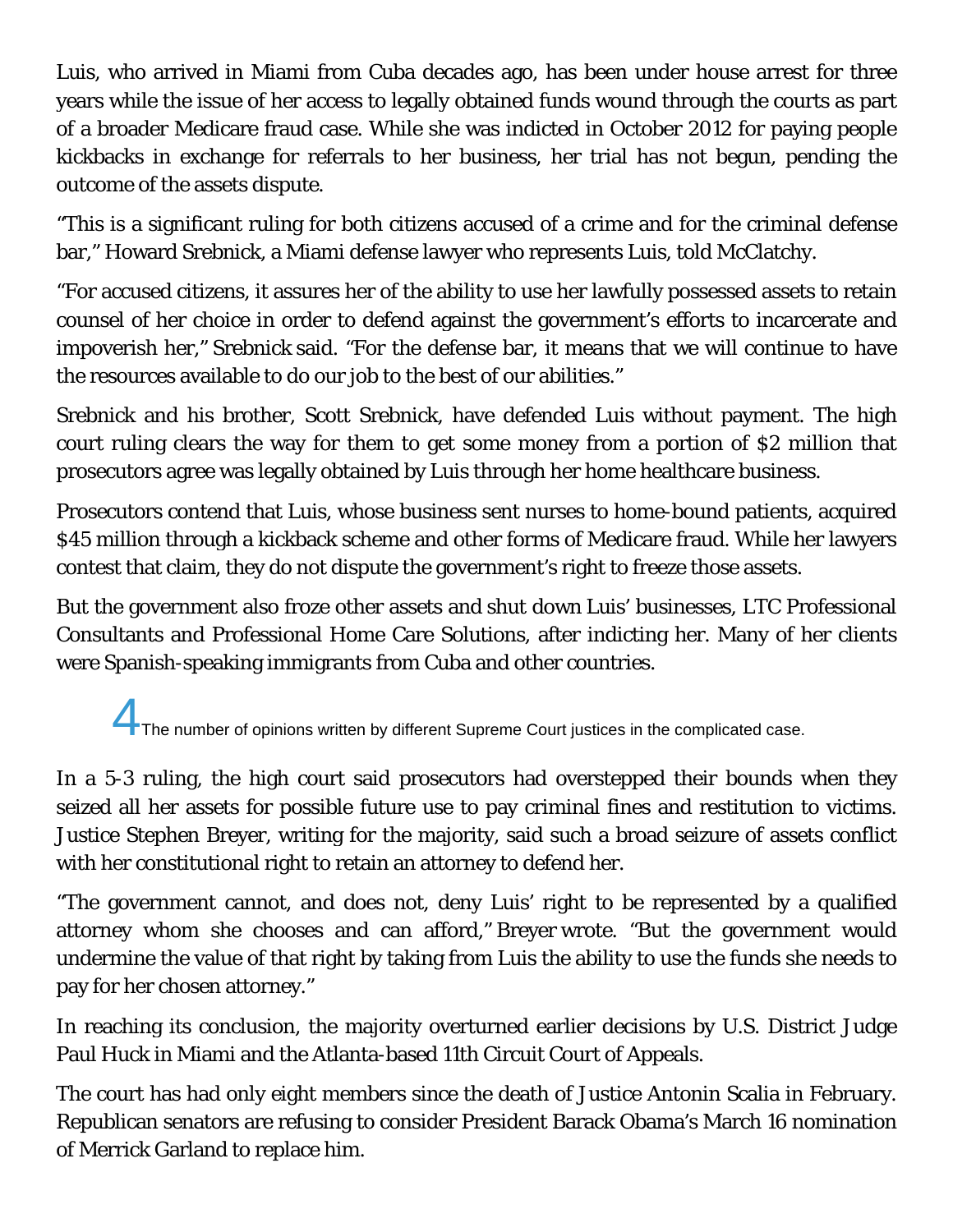Luis, who arrived in Miami from Cuba decades ago, has been under house arrest for three years while the issue of her access to legally obtained funds wound through the courts as part of a broader Medicare fraud case. While she was indicted in October 2012 for paying people kickbacks in exchange for referrals to her business, her trial has not begun, pending the outcome of the assets dispute.

"This is a significant ruling for both citizens accused of a crime and for the criminal defense bar," Howard Srebnick, a Miami defense lawyer who represents Luis, told McClatchy.

"For accused citizens, it assures her of the ability to use her lawfully possessed assets to retain counsel of her choice in order to defend against the government's efforts to incarcerate and impoverish her," Srebnick said. "For the defense bar, it means that we will continue to have the resources available to do our job to the best of our abilities."

Srebnick and his brother, Scott Srebnick, have defended Luis without payment. The high court ruling clears the way for them to get some money from a portion of $2 million that prosecutors agree was legally obtained by Luis through her home healthcare business.

Prosecutors contend that Luis, whose business sent nurses to home-bound patients, acquired $45 million through a kickback scheme and other forms of Medicare fraud. While her lawyers contest that claim, they do not dispute the government's right to freeze those assets.

But the government also froze other assets and shut down Luis' businesses, LTC Professional Consultants and Professional Home Care Solutions, after indicting her. Many of her clients were Spanish-speaking immigrants from Cuba and other countries.

> **4** The number of opinions written by different Supreme Court justices in the complicated case.

In a 5-3 ruling, the high court said prosecutors had overstepped their bounds when they seized all her assets for possible future use to pay criminal fines and restitution to victims. Justice Stephen Breyer, writing for the majority, said such a broad seizure of assets conflict with her constitutional right to retain an attorney to defend her.

"The government cannot, and does not, deny Luis' right to be represented by a qualified attorney whom she chooses and can afford," Breyer wrote. "But the government would undermine the value of that right by taking from Luis the ability to use the funds she needs to pay for her chosen attorney."

In reaching its conclusion, the majority overturned earlier decisions by U.S. District Judge Paul Huck in Miami and the Atlanta-based 11th Circuit Court of Appeals.

The court has had only eight members since the death of Justice Antonin Scalia in February. Republican senators are refusing to consider President Barack Obama's March 16 nomination of Merrick Garland to replace him.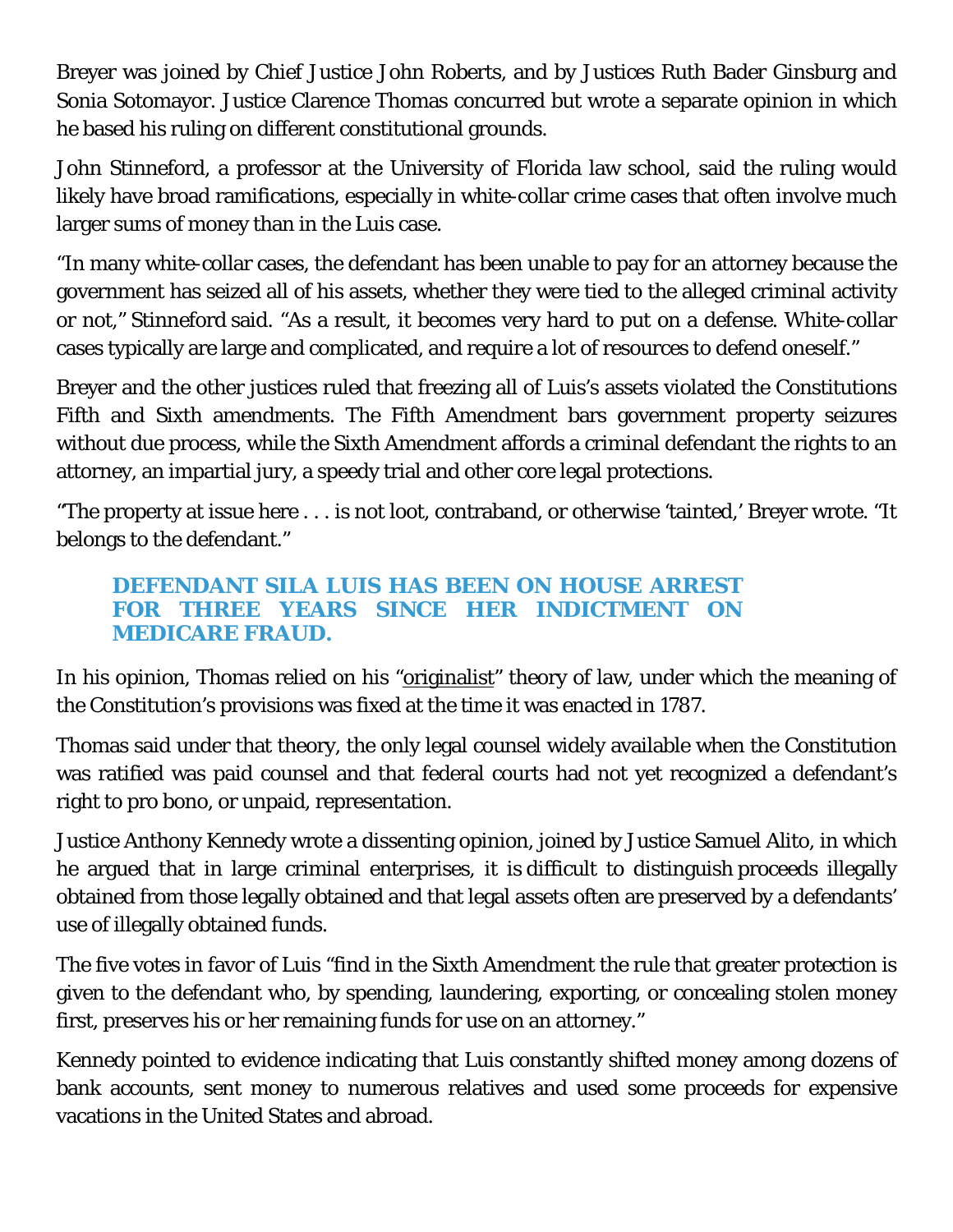Breyer was joined by Chief Justice John Roberts, and by Justices Ruth Bader Ginsburg and Sonia Sotomayor. Justice Clarence Thomas concurred but wrote a separate opinion in which he based his ruling on different constitutional grounds.

John Stinneford, a professor at the University of Florida law school, said the ruling would likely have broad ramifications, especially in white-collar crime cases that often involve much larger sums of money than in the Luis case.

"In many white-collar cases, the defendant has been unable to pay for an attorney because the government has seized all of his assets, whether they were tied to the alleged criminal activity or not," Stinneford said. "As a result, it becomes very hard to put on a defense. White-collar cases typically are large and complicated, and require a lot of resources to defend oneself."

Breyer and the other justices ruled that freezing all of Luis's assets violated the Constitutions Fifth and Sixth amendments. The Fifth Amendment bars government property seizures without due process, while the Sixth Amendment affords a criminal defendant the rights to an attorney, an impartial jury, a speedy trial and other core legal protections.

"The property at issue here . . . is not loot, contraband, or otherwise 'tainted,' Breyer wrote. "It belongs to the defendant."

> **DEFENDANT SILA LUIS HAS BEEN ON HOUSE ARREST FOR THREE YEARS SINCE HER INDICTMENT ON MEDICARE FRAUD.**

In his opinion, Thomas relied on his "originalist" theory of law, under which the meaning of the Constitution's provisions was fixed at the time it was enacted in 1787.

Thomas said under that theory, the only legal counsel widely available when the Constitution was ratified was paid counsel and that federal courts had not yet recognized a defendant's right to pro bono, or unpaid, representation.

Justice Anthony Kennedy wrote a dissenting opinion, joined by Justice Samuel Alito, in which he argued that in large criminal enterprises, it is difficult to distinguish proceeds illegally obtained from those legally obtained and that legal assets often are preserved by a defendants' use of illegally obtained funds.

The five votes in favor of Luis "find in the Sixth Amendment the rule that greater protection is given to the defendant who, by spending, laundering, exporting, or concealing stolen money first, preserves his or her remaining funds for use on an attorney."

Kennedy pointed to evidence indicating that Luis constantly shifted money among dozens of bank accounts, sent money to numerous relatives and used some proceeds for expensive vacations in the United States and abroad.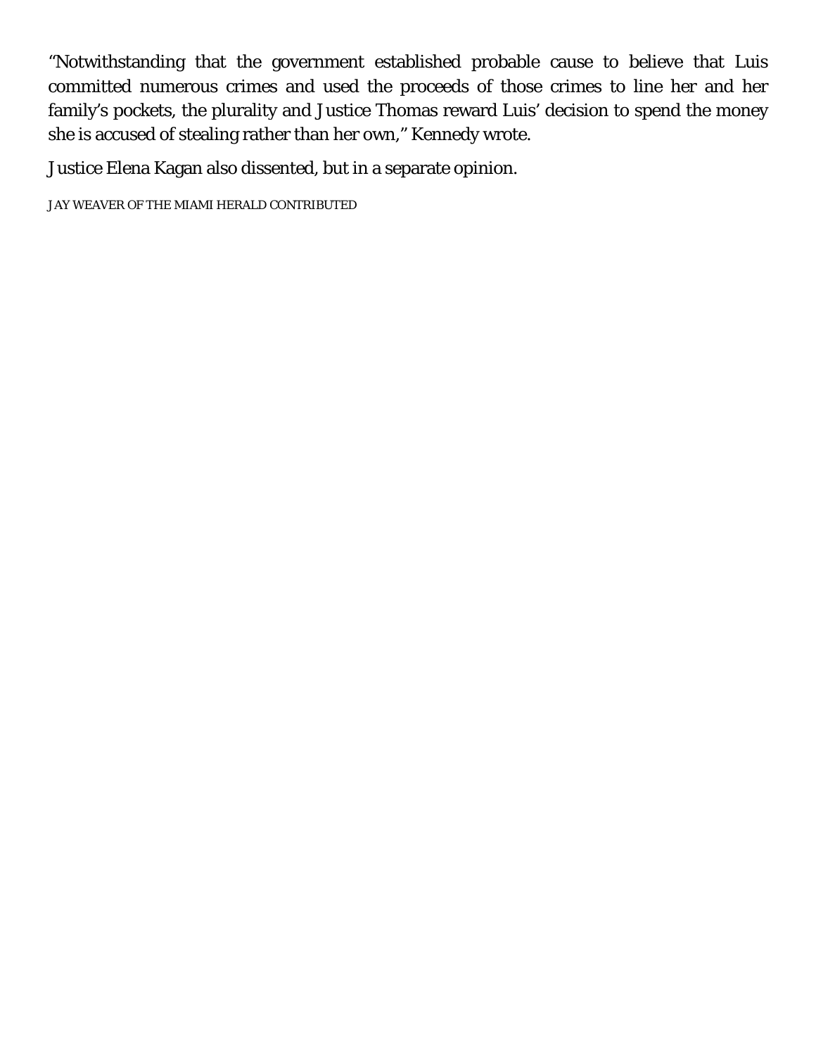"Notwithstanding that the government established probable cause to believe that Luis committed numerous crimes and used the proceeds of those crimes to line her and her family's pockets, the plurality and Justice Thomas reward Luis' decision to spend the money she is accused of stealing rather than her own," Kennedy wrote.

Justice Elena Kagan also dissented, but in a separate opinion.

JAY WEAVER OF THE MIAMI HERALD CONTRIBUTED